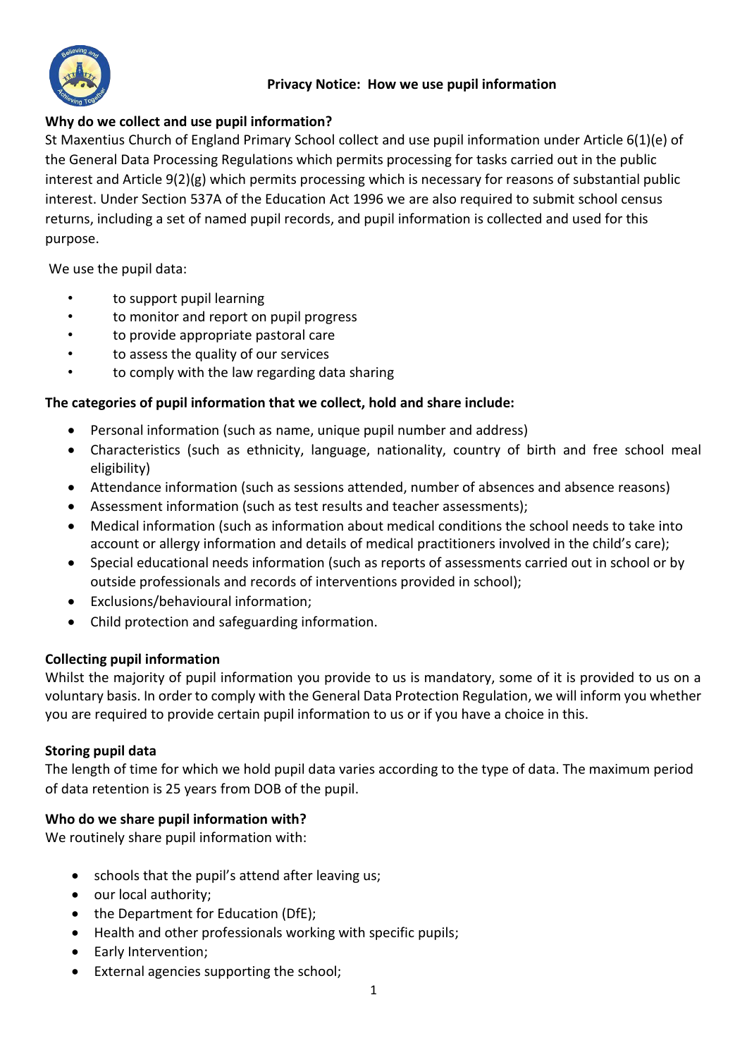# Privacy Notice: How we use pupil information

## Why do we collect and use pupil information?

St Maxentius Church of England Primary School collect and use pupil information under Article 6(1)(e) of the General Data Processing Regulations which permits processing for tasks carried out in the public interest and Article 9(2)(g) which permits processing which is necessary for reasons of substantial public interest. Under Section 537A of the Education Act 1996 we are also required to submit school census returns, including a set of named pupil records, and pupil information is collected and used for this purpose.

We use the pupil data:

- to support pupil learning
- to monitor and report on pupil progress
- to provide appropriate pastoral care
- to assess the quality of our services
- to comply with the law regarding data sharing

## The categories of pupil information that we collect, hold and share include:

- Personal information (such as name, unique pupil number and address)
- Characteristics (such as ethnicity, language, nationality, country of birth and free school meal eligibility)
- Attendance information (such as sessions attended, number of absences and absence reasons)
- Assessment information (such as test results and teacher assessments);
- Medical information (such as information about medical conditions the school needs to take into account or allergy information and details of medical practitioners involved in the child's care);
- Special educational needs information (such as reports of assessments carried out in school or by outside professionals and records of interventions provided in school);
- Exclusions/behavioural information;
- Child protection and safeguarding information.

## Collecting pupil information

Whilst the majority of pupil information you provide to us is mandatory, some of it is provided to us on a voluntary basis. In order to comply with the General Data Protection Regulation, we will inform you whether you are required to provide certain pupil information to us or if you have a choice in this.

## Storing pupil data

The length of time for which we hold pupil data varies according to the type of data. The maximum period of data retention is 25 years from DOB of the pupil.

## Who do we share pupil information with?

We routinely share pupil information with:

- schools that the pupil's attend after leaving us;
- our local authority;
- the Department for Education (DfE);
- Health and other professionals working with specific pupils;
- Early Intervention;
- External agencies supporting the school;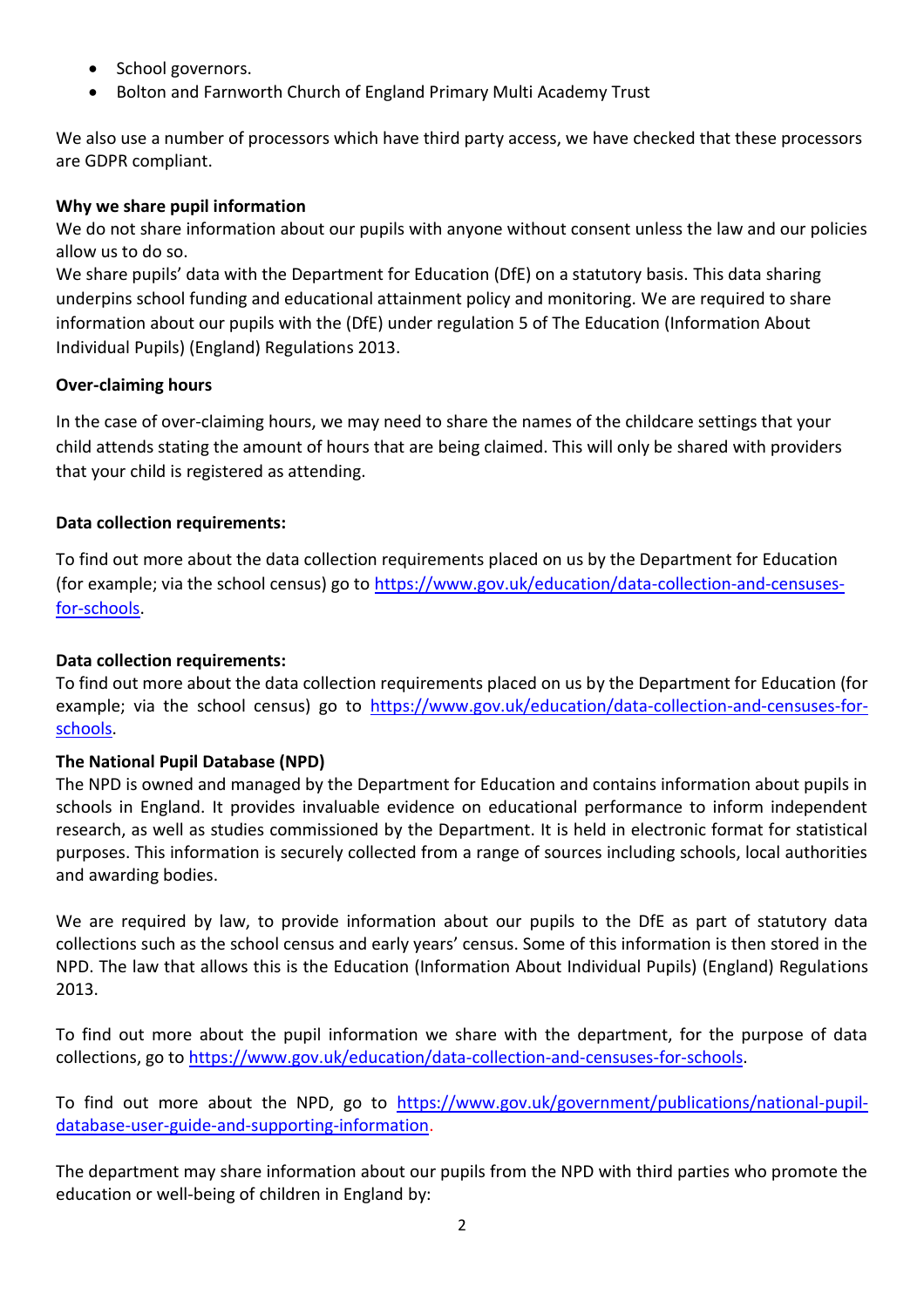- School governors.
- Bolton and Farnworth Church of England Primary Multi Academy Trust

We also use a number of processors which have third party access, we have checked that these processors are GDPR compliant.

**Why we share pupil information**

We do not share information about our pupils with anyone without consent unless the law and our policies allow us to do so.

We share pupils' data with the Department for Education (DfE) on a statutory basis. This data sharing underpins school funding and educational attainment policy and monitoring. We are required to share information about our pupils with the (DfE) under regulation 5 of The Education (Information About Individual Pupils) (England) Regulations 2013.

**Over-claiming hours**

In the case of over-claiming hours, we may need to share the names of the childcare settings that your child attends stating the amount of hours that are being claimed. This will only be shared with providers that your child is registered as attending.

**Data collection requirements:**

To find out more about the data collection requirements placed on us by the Department for Education (for example; via the school census) go to https://www.gov.uk/education/data-collection-and-censuses-for-schools.

**Data collection requirements:**

To find out more about the data collection requirements placed on us by the Department for Education (for example; via the school census) go to https://www.gov.uk/education/data-collection-and-censuses-for-schools.

**The National Pupil Database (NPD)**

The NPD is owned and managed by the Department for Education and contains information about pupils in schools in England. It provides invaluable evidence on educational performance to inform independent research, as well as studies commissioned by the Department. It is held in electronic format for statistical purposes. This information is securely collected from a range of sources including schools, local authorities and awarding bodies.

We are required by law, to provide information about our pupils to the DfE as part of statutory data collections such as the school census and early years' census. Some of this information is then stored in the NPD. The law that allows this is the Education (Information About Individual Pupils) (England) Regulations 2013.

To find out more about the pupil information we share with the department, for the purpose of data collections, go to https://www.gov.uk/education/data-collection-and-censuses-for-schools.

To find out more about the NPD, go to https://www.gov.uk/government/publications/national-pupil-database-user-guide-and-supporting-information.

The department may share information about our pupils from the NPD with third parties who promote the education or well-being of children in England by: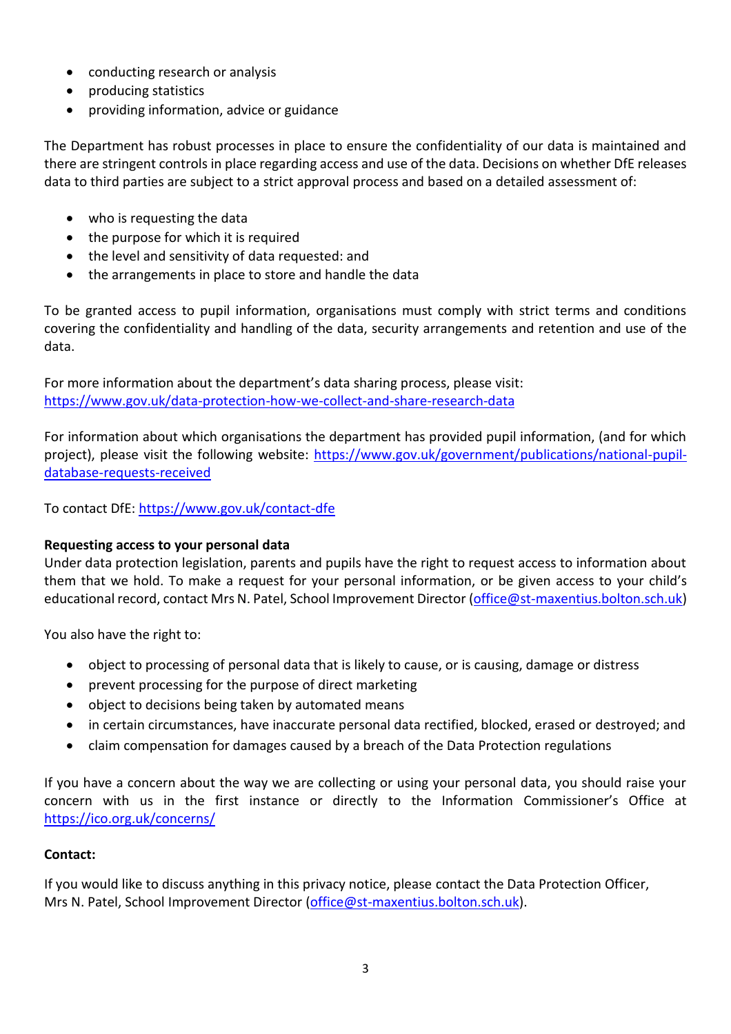- conducting research or analysis
- producing statistics
- providing information, advice or guidance

The Department has robust processes in place to ensure the confidentiality of our data is maintained and there are stringent controls in place regarding access and use of the data. Decisions on whether DfE releases data to third parties are subject to a strict approval process and based on a detailed assessment of:

- who is requesting the data
- the purpose for which it is required
- the level and sensitivity of data requested: and
- the arrangements in place to store and handle the data

To be granted access to pupil information, organisations must comply with strict terms and conditions covering the confidentiality and handling of the data, security arrangements and retention and use of the data.

For more information about the department's data sharing process, please visit: https://www.gov.uk/data-protection-how-we-collect-and-share-research-data

For information about which organisations the department has provided pupil information, (and for which project), please visit the following website: https://www.gov.uk/government/publications/national-pupil-database-requests-received

To contact DfE: https://www.gov.uk/contact-dfe

**Requesting access to your personal data**

Under data protection legislation, parents and pupils have the right to request access to information about them that we hold. To make a request for your personal information, or be given access to your child's educational record, contact Mrs N. Patel, School Improvement Director (office@st-maxentius.bolton.sch.uk)

You also have the right to:

- object to processing of personal data that is likely to cause, or is causing, damage or distress
- prevent processing for the purpose of direct marketing
- object to decisions being taken by automated means
- in certain circumstances, have inaccurate personal data rectified, blocked, erased or destroyed; and
- claim compensation for damages caused by a breach of the Data Protection regulations

If you have a concern about the way we are collecting or using your personal data, you should raise your concern with us in the first instance or directly to the Information Commissioner's Office at https://ico.org.uk/concerns/

**Contact:**

If you would like to discuss anything in this privacy notice, please contact the Data Protection Officer, Mrs N. Patel, School Improvement Director (office@st-maxentius.bolton.sch.uk).